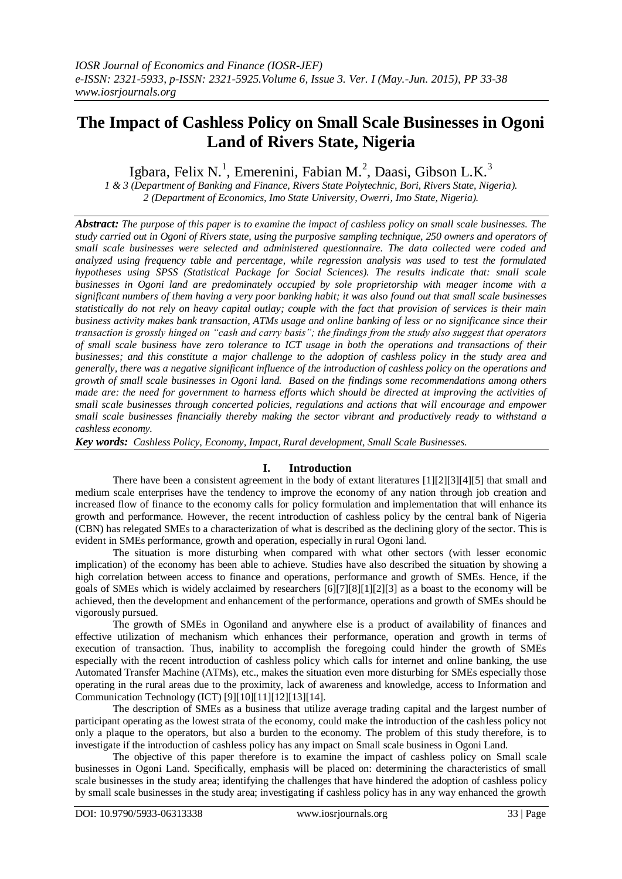# The Impact of Cashless Policy on Small Scale Businesses in Ogoni Land of Rivers State, Nigeria

Igbara, Felix N.[1], Emerenini, Fabian M.[2], Daasi, Gibson L.K.[3]

*1 & 3 (Department of Banking and Finance, Rivers State Polytechnic, Bori, Rivers State, Nigeria).*
*2 (Department of Economics, Imo State University, Owerri, Imo State, Nigeria).*

***Abstract:*** *The purpose of this paper is to examine the impact of cashless policy on small scale businesses. The study carried out in Ogoni of Rivers state, using the purposive sampling technique, 250 owners and operators of small scale businesses were selected and administered questionnaire. The data collected were coded and analyzed using frequency table and percentage, while regression analysis was used to test the formulated hypotheses using SPSS (Statistical Package for Social Sciences). The results indicate that: small scale businesses in Ogoni land are predominately occupied by sole proprietorship with meager income with a significant numbers of them having a very poor banking habit; it was also found out that small scale businesses statistically do not rely on heavy capital outlay; couple with the fact that provision of services is their main business activity makes bank transaction, ATMs usage and online banking of less or no significance since their transaction is grossly hinged on "cash and carry basis"; the findings from the study also suggest that operators of small scale business have zero tolerance to ICT usage in both the operations and transactions of their businesses; and this constitute a major challenge to the adoption of cashless policy in the study area and generally, there was a negative significant influence of the introduction of cashless policy on the operations and growth of small scale businesses in Ogoni land. Based on the findings some recommendations among others made are: the need for government to harness efforts which should be directed at improving the activities of small scale businesses through concerted policies, regulations and actions that will encourage and empower small scale businesses financially thereby making the sector vibrant and productively ready to withstand a cashless economy.*

***Key words:*** *Cashless Policy, Economy, Impact, Rural development, Small Scale Businesses.*

## I. Introduction

There have been a consistent agreement in the body of extant literatures [1][2][3][4][5] that small and medium scale enterprises have the tendency to improve the economy of any nation through job creation and increased flow of finance to the economy calls for policy formulation and implementation that will enhance its growth and performance. However, the recent introduction of cashless policy by the central bank of Nigeria (CBN) has relegated SMEs to a characterization of what is described as the declining glory of the sector. This is evident in SMEs performance, growth and operation, especially in rural Ogoni land.

The situation is more disturbing when compared with what other sectors (with lesser economic implication) of the economy has been able to achieve. Studies have also described the situation by showing a high correlation between access to finance and operations, performance and growth of SMEs. Hence, if the goals of SMEs which is widely acclaimed by researchers [6][7][8][1][2][3] as a boast to the economy will be achieved, then the development and enhancement of the performance, operations and growth of SMEs should be vigorously pursued.

The growth of SMEs in Ogoniland and anywhere else is a product of availability of finances and effective utilization of mechanism which enhances their performance, operation and growth in terms of execution of transaction. Thus, inability to accomplish the foregoing could hinder the growth of SMEs especially with the recent introduction of cashless policy which calls for internet and online banking, the use Automated Transfer Machine (ATMs), etc., makes the situation even more disturbing for SMEs especially those operating in the rural areas due to the proximity, lack of awareness and knowledge, access to Information and Communication Technology (ICT) [9][10][11][12][13][14].

The description of SMEs as a business that utilize average trading capital and the largest number of participant operating as the lowest strata of the economy, could make the introduction of the cashless policy not only a plaque to the operators, but also a burden to the economy. The problem of this study therefore, is to investigate if the introduction of cashless policy has any impact on Small scale business in Ogoni Land.

The objective of this paper therefore is to examine the impact of cashless policy on Small scale businesses in Ogoni Land. Specifically, emphasis will be placed on: determining the characteristics of small scale businesses in the study area; identifying the challenges that have hindered the adoption of cashless policy by small scale businesses in the study area; investigating if cashless policy has in any way enhanced the growth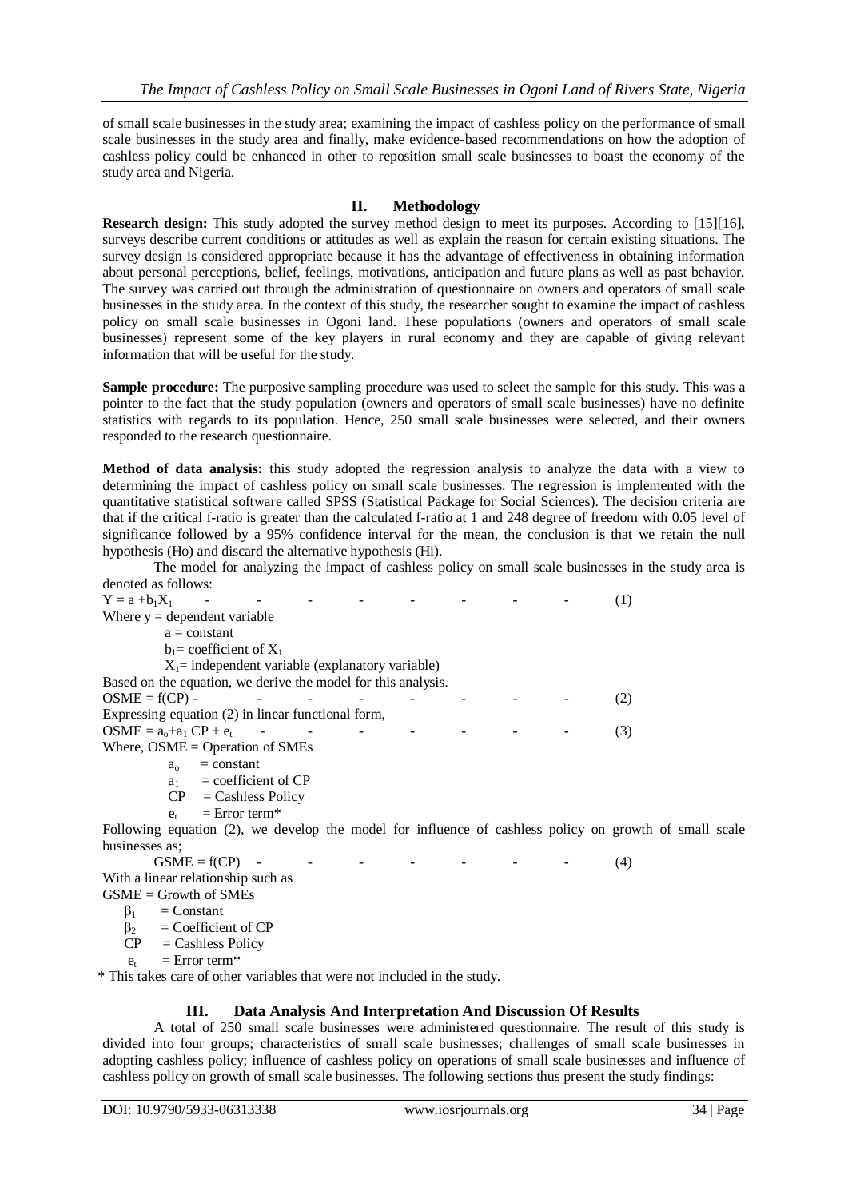of small scale businesses in the study area; examining the impact of cashless policy on the performance of small scale businesses in the study area and finally, make evidence-based recommendations on how the adoption of cashless policy could be enhanced in other to reposition small scale businesses to boast the economy of the study area and Nigeria.

## II. Methodology

**Research design:** This study adopted the survey method design to meet its purposes. According to [15][16], surveys describe current conditions or attitudes as well as explain the reason for certain existing situations. The survey design is considered appropriate because it has the advantage of effectiveness in obtaining information about personal perceptions, belief, feelings, motivations, anticipation and future plans as well as past behavior. The survey was carried out through the administration of questionnaire on owners and operators of small scale businesses in the study area. In the context of this study, the researcher sought to examine the impact of cashless policy on small scale businesses in Ogoni land. These populations (owners and operators of small scale businesses) represent some of the key players in rural economy and they are capable of giving relevant information that will be useful for the study.

**Sample procedure:** The purposive sampling procedure was used to select the sample for this study. This was a pointer to the fact that the study population (owners and operators of small scale businesses) have no definite statistics with regards to its population. Hence, 250 small scale businesses were selected, and their owners responded to the research questionnaire.

**Method of data analysis:** this study adopted the regression analysis to analyze the data with a view to determining the impact of cashless policy on small scale businesses. The regression is implemented with the quantitative statistical software called SPSS (Statistical Package for Social Sciences). The decision criteria are that if the critical f-ratio is greater than the calculated f-ratio at 1 and 248 degree of freedom with 0.05 level of significance followed by a 95% confidence interval for the mean, the conclusion is that we retain the null hypothesis (Ho) and discard the alternative hypothesis (Hi).

The model for analyzing the impact of cashless policy on small scale businesses in the study area is denoted as follows:

$$Y = a + b_1X_1 \quad - \quad - \quad - \quad - \quad - \quad - \quad - \quad - \quad (1)$$

Where y = dependent variable

a = constant

$b_1$ = coefficient of $X_1$

$X_1$ = independent variable (explanatory variable)

Based on the equation, we derive the model for this analysis.

$$OSME = f(CP) \quad - \quad - \quad - \quad - \quad - \quad - \quad - \quad - \quad (2)$$

Expressing equation (2) in linear functional form,

$$OSME = a_o + a_1\,CP + e_t \quad - \quad - \quad - \quad - \quad - \quad - \quad - \quad - \quad (3)$$

Where, OSME = Operation of SMEs

$a_o$ = constant

$a_1$ = coefficient of CP

CP = Cashless Policy

$e_t$ = Error term*

Following equation (2), we develop the model for influence of cashless policy on growth of small scale businesses as;

$$GSME = f(CP) \quad - \quad - \quad - \quad - \quad - \quad - \quad - \quad - \quad (4)$$

With a linear relationship such as

GSME = Growth of SMEs

$\beta_1$ = Constant

$\beta_2$ = Coefficient of CP

CP = Cashless Policy

$e_t$ = Error term*

\* This takes care of other variables that were not included in the study.

## III. Data Analysis And Interpretation And Discussion Of Results

A total of 250 small scale businesses were administered questionnaire. The result of this study is divided into four groups; characteristics of small scale businesses; challenges of small scale businesses in adopting cashless policy; influence of cashless policy on operations of small scale businesses and influence of cashless policy on growth of small scale businesses. The following sections thus present the study findings: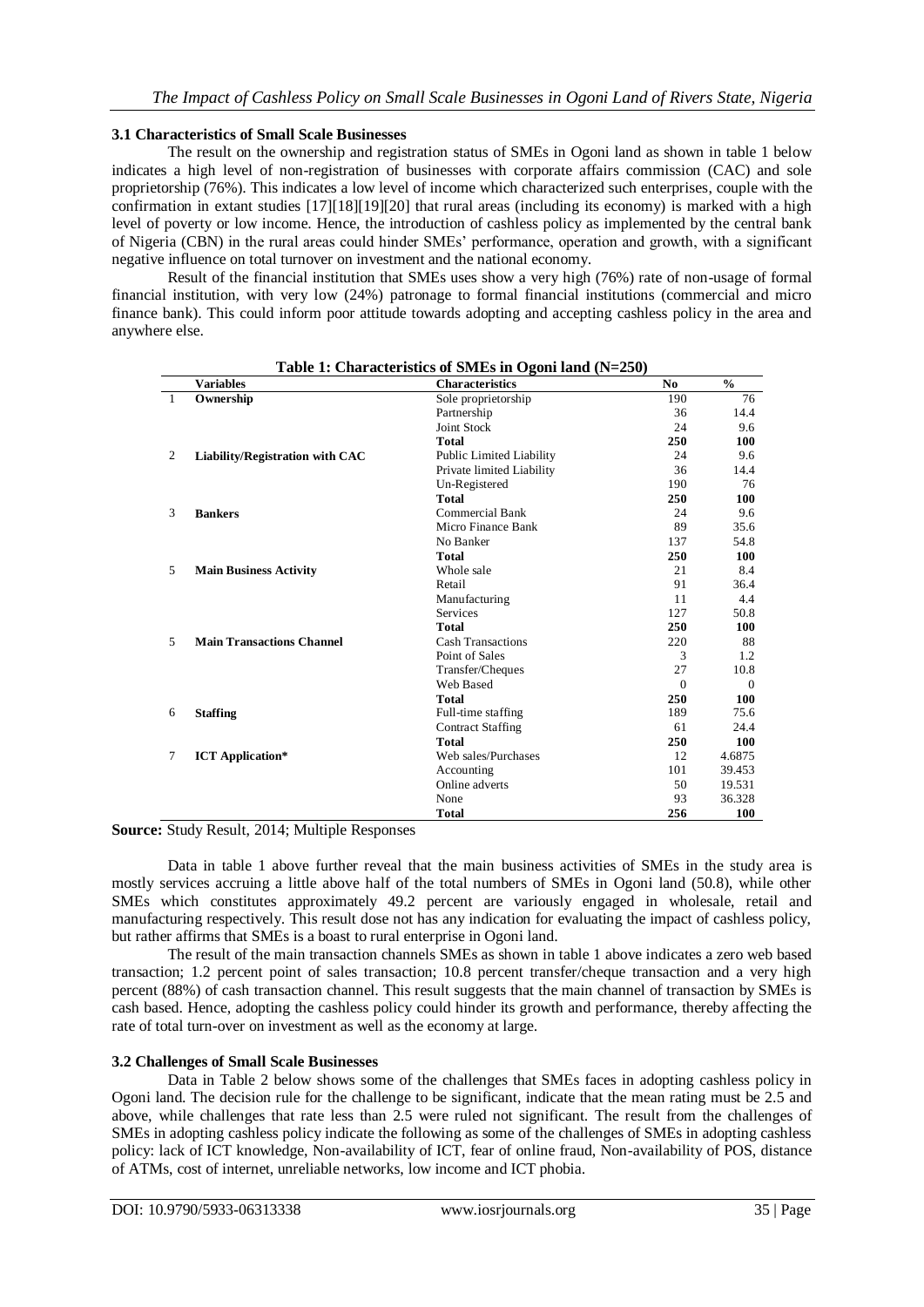### 3.1 Characteristics of Small Scale Businesses

The result on the ownership and registration status of SMEs in Ogoni land as shown in table 1 below indicates a high level of non-registration of businesses with corporate affairs commission (CAC) and sole proprietorship (76%). This indicates a low level of income which characterized such enterprises, couple with the confirmation in extant studies [17][18][19][20] that rural areas (including its economy) is marked with a high level of poverty or low income. Hence, the introduction of cashless policy as implemented by the central bank of Nigeria (CBN) in the rural areas could hinder SMEs' performance, operation and growth, with a significant negative influence on total turnover on investment and the national economy.

Result of the financial institution that SMEs uses show a very high (76%) rate of non-usage of formal financial institution, with very low (24%) patronage to formal financial institutions (commercial and micro finance bank). This could inform poor attitude towards adopting and accepting cashless policy in the area and anywhere else.

**Table 1: Characteristics of SMEs in Ogoni land (N=250)**

| | Variables | Characteristics | No | % |
|---|---|---|---|---|
| 1 | **Ownership** | Sole proprietorship | 190 | 76 |
| | | Partnership | 36 | 14.4 |
| | | Joint Stock | 24 | 9.6 |
| | | **Total** | **250** | **100** |
| 2 | **Liability/Registration with CAC** | Public Limited Liability | 24 | 9.6 |
| | | Private limited Liability | 36 | 14.4 |
| | | Un-Registered | 190 | 76 |
| | | **Total** | **250** | **100** |
| 3 | **Bankers** | Commercial Bank | 24 | 9.6 |
| | | Micro Finance Bank | 89 | 35.6 |
| | | No Banker | 137 | 54.8 |
| | | **Total** | **250** | **100** |
| 5 | **Main Business Activity** | Whole sale | 21 | 8.4 |
| | | Retail | 91 | 36.4 |
| | | Manufacturing | 11 | 4.4 |
| | | Services | 127 | 50.8 |
| | | **Total** | **250** | **100** |
| 5 | **Main Transactions Channel** | Cash Transactions | 220 | 88 |
| | | Point of Sales | 3 | 1.2 |
| | | Transfer/Cheques | 27 | 10.8 |
| | | Web Based | 0 | 0 |
| | | **Total** | **250** | **100** |
| 6 | **Staffing** | Full-time staffing | 189 | 75.6 |
| | | Contract Staffing | 61 | 24.4 |
| | | **Total** | **250** | **100** |
| 7 | **ICT Application*** | Web sales/Purchases | 12 | 4.6875 |
| | | Accounting | 101 | 39.453 |
| | | Online adverts | 50 | 19.531 |
| | | None | 93 | 36.328 |
| | | **Total** | **256** | **100** |

**Source:** Study Result, 2014; Multiple Responses

Data in table 1 above further reveal that the main business activities of SMEs in the study area is mostly services accruing a little above half of the total numbers of SMEs in Ogoni land (50.8), while other SMEs which constitutes approximately 49.2 percent are variously engaged in wholesale, retail and manufacturing respectively. This result dose not has any indication for evaluating the impact of cashless policy, but rather affirms that SMEs is a boast to rural enterprise in Ogoni land.

The result of the main transaction channels SMEs as shown in table 1 above indicates a zero web based transaction; 1.2 percent point of sales transaction; 10.8 percent transfer/cheque transaction and a very high percent (88%) of cash transaction channel. This result suggests that the main channel of transaction by SMEs is cash based. Hence, adopting the cashless policy could hinder its growth and performance, thereby affecting the rate of total turn-over on investment as well as the economy at large.

### 3.2 Challenges of Small Scale Businesses

Data in Table 2 below shows some of the challenges that SMEs faces in adopting cashless policy in Ogoni land. The decision rule for the challenge to be significant, indicate that the mean rating must be 2.5 and above, while challenges that rate less than 2.5 were ruled not significant. The result from the challenges of SMEs in adopting cashless policy indicate the following as some of the challenges of SMEs in adopting cashless policy: lack of ICT knowledge, Non-availability of ICT, fear of online fraud, Non-availability of POS, distance of ATMs, cost of internet, unreliable networks, low income and ICT phobia.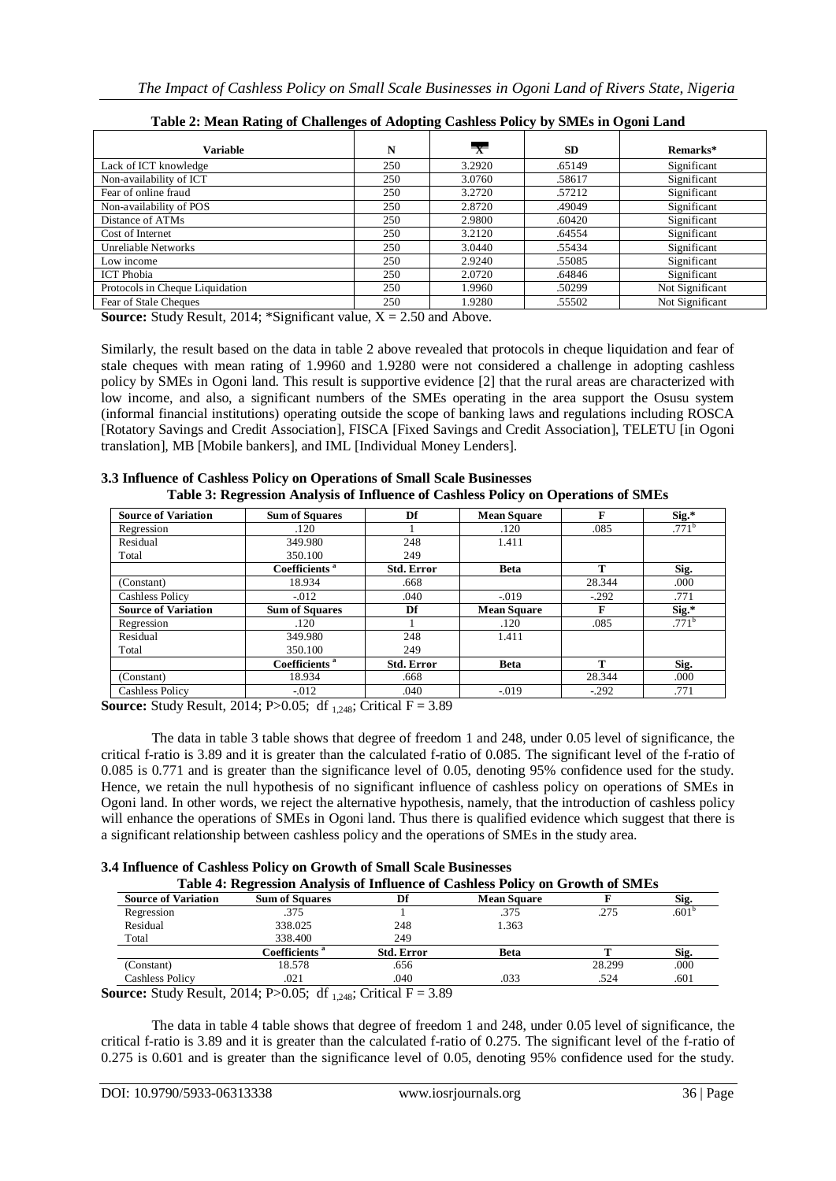**Table 2: Mean Rating of Challenges of Adopting Cashless Policy by SMEs in Ogoni Land**

| Variable | N | $\bar{X}$ | SD | Remarks* |
|---|---|---|---|---|
| Lack of ICT knowledge | 250 | 3.2920 | .65149 | Significant |
| Non-availability of ICT | 250 | 3.0760 | .58617 | Significant |
| Fear of online fraud | 250 | 3.2720 | .57212 | Significant |
| Non-availability of POS | 250 | 2.8720 | .49049 | Significant |
| Distance of ATMs | 250 | 2.9800 | .60420 | Significant |
| Cost of Internet | 250 | 3.2120 | .64554 | Significant |
| Unreliable Networks | 250 | 3.0440 | .55434 | Significant |
| Low income | 250 | 2.9240 | .55085 | Significant |
| ICT Phobia | 250 | 2.0720 | .64846 | Significant |
| Protocols in Cheque Liquidation | 250 | 1.9960 | .50299 | Not Significant |
| Fear of Stale Cheques | 250 | 1.9280 | .55502 | Not Significant |

**Source:** Study Result, 2014; *Significant value, X = 2.50 and Above.

Similarly, the result based on the data in table 2 above revealed that protocols in cheque liquidation and fear of stale cheques with mean rating of 1.9960 and 1.9280 were not considered a challenge in adopting cashless policy by SMEs in Ogoni land. This result is supportive evidence [2] that the rural areas are characterized with low income, and also, a significant numbers of the SMEs operating in the area support the Osusu system (informal financial institutions) operating outside the scope of banking laws and regulations including ROSCA [Rotatory Savings and Credit Association], FISCA [Fixed Savings and Credit Association], TELETU [in Ogoni translation], MB [Mobile bankers], and IML [Individual Money Lenders].

### 3.3 Influence of Cashless Policy on Operations of Small Scale Businesses

**Table 3: Regression Analysis of Influence of Cashless Policy on Operations of SMEs**

| Source of Variation | Sum of Squares | Df | Mean Square | F | Sig.* |
|---|---|---|---|---|---|
| Regression | .120 | 1 | .120 | .085 | .771[b] |
| Residual | 349.980 | 248 | 1.411 | | |
| Total | 350.100 | 249 | | | |
| | **Coefficients [a]** | **Std. Error** | **Beta** | **T** | **Sig.** |
| (Constant) | 18.934 | .668 | | 28.344 | .000 |
| Cashless Policy | -.012 | .040 | -.019 | -.292 | .771 |
| **Source of Variation** | **Sum of Squares** | **Df** | **Mean Square** | **F** | **Sig.*** |
| Regression | .120 | 1 | .120 | .085 | .771[b] |
| Residual | 349.980 | 248 | 1.411 | | |
| Total | 350.100 | 249 | | | |
| | **Coefficients [a]** | **Std. Error** | **Beta** | **T** | **Sig.** |
| (Constant) | 18.934 | .668 | | 28.344 | .000 |
| Cashless Policy | -.012 | .040 | -.019 | -.292 | .771 |

**Source:** Study Result, 2014; P>0.05; df $_{1,248}$; Critical F = 3.89

The data in table 3 table shows that degree of freedom 1 and 248, under 0.05 level of significance, the critical f-ratio is 3.89 and it is greater than the calculated f-ratio of 0.085. The significant level of the f-ratio of 0.085 is 0.771 and is greater than the significance level of 0.05, denoting 95% confidence used for the study. Hence, we retain the null hypothesis of no significant influence of cashless policy on operations of SMEs in Ogoni land. In other words, we reject the alternative hypothesis, namely, that the introduction of cashless policy will enhance the operations of SMEs in Ogoni land. Thus there is qualified evidence which suggest that there is a significant relationship between cashless policy and the operations of SMEs in the study area.

### 3.4 Influence of Cashless Policy on Growth of Small Scale Businesses

**Table 4: Regression Analysis of Influence of Cashless Policy on Growth of SMEs**

| Source of Variation | Sum of Squares | Df | Mean Square | F | Sig. |
|---|---|---|---|---|---|
| Regression | .375 | 1 | .375 | .275 | .601[b] |
| Residual | 338.025 | 248 | 1.363 | | |
| Total | 338.400 | 249 | | | |
| | **Coefficients [a]** | **Std. Error** | **Beta** | **T** | **Sig.** |
| (Constant) | 18.578 | .656 | | 28.299 | .000 |
| Cashless Policy | .021 | .040 | .033 | .524 | .601 |

**Source:** Study Result, 2014; P>0.05; df $_{1,248}$; Critical F = 3.89

The data in table 4 table shows that degree of freedom 1 and 248, under 0.05 level of significance, the critical f-ratio is 3.89 and it is greater than the calculated f-ratio of 0.275. The significant level of the f-ratio of 0.275 is 0.601 and is greater than the significance level of 0.05, denoting 95% confidence used for the study.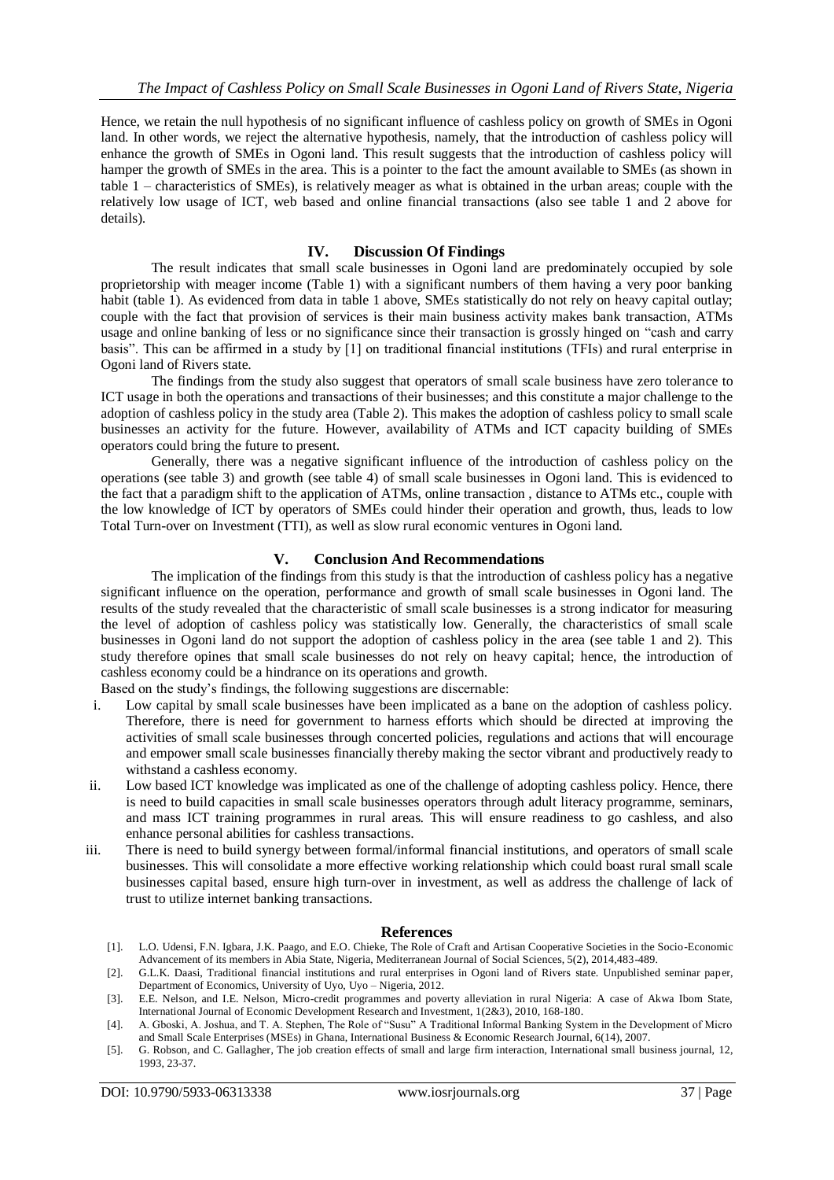Hence, we retain the null hypothesis of no significant influence of cashless policy on growth of SMEs in Ogoni land. In other words, we reject the alternative hypothesis, namely, that the introduction of cashless policy will enhance the growth of SMEs in Ogoni land. This result suggests that the introduction of cashless policy will hamper the growth of SMEs in the area. This is a pointer to the fact the amount available to SMEs (as shown in table 1 – characteristics of SMEs), is relatively meager as what is obtained in the urban areas; couple with the relatively low usage of ICT, web based and online financial transactions (also see table 1 and 2 above for details).

## IV. Discussion Of Findings

The result indicates that small scale businesses in Ogoni land are predominately occupied by sole proprietorship with meager income (Table 1) with a significant numbers of them having a very poor banking habit (table 1). As evidenced from data in table 1 above, SMEs statistically do not rely on heavy capital outlay; couple with the fact that provision of services is their main business activity makes bank transaction, ATMs usage and online banking of less or no significance since their transaction is grossly hinged on "cash and carry basis". This can be affirmed in a study by [1] on traditional financial institutions (TFIs) and rural enterprise in Ogoni land of Rivers state.

The findings from the study also suggest that operators of small scale business have zero tolerance to ICT usage in both the operations and transactions of their businesses; and this constitute a major challenge to the adoption of cashless policy in the study area (Table 2). This makes the adoption of cashless policy to small scale businesses an activity for the future. However, availability of ATMs and ICT capacity building of SMEs operators could bring the future to present.

Generally, there was a negative significant influence of the introduction of cashless policy on the operations (see table 3) and growth (see table 4) of small scale businesses in Ogoni land. This is evidenced to the fact that a paradigm shift to the application of ATMs, online transaction , distance to ATMs etc., couple with the low knowledge of ICT by operators of SMEs could hinder their operation and growth, thus, leads to low Total Turn-over on Investment (TTI), as well as slow rural economic ventures in Ogoni land.

## V. Conclusion And Recommendations

The implication of the findings from this study is that the introduction of cashless policy has a negative significant influence on the operation, performance and growth of small scale businesses in Ogoni land. The results of the study revealed that the characteristic of small scale businesses is a strong indicator for measuring the level of adoption of cashless policy was statistically low. Generally, the characteristics of small scale businesses in Ogoni land do not support the adoption of cashless policy in the area (see table 1 and 2). This study therefore opines that small scale businesses do not rely on heavy capital; hence, the introduction of cashless economy could be a hindrance on its operations and growth.

Based on the study's findings, the following suggestions are discernable:

i. Low capital by small scale businesses have been implicated as a bane on the adoption of cashless policy. Therefore, there is need for government to harness efforts which should be directed at improving the activities of small scale businesses through concerted policies, regulations and actions that will encourage and empower small scale businesses financially thereby making the sector vibrant and productively ready to withstand a cashless economy.

ii. Low based ICT knowledge was implicated as one of the challenge of adopting cashless policy. Hence, there is need to build capacities in small scale businesses operators through adult literacy programme, seminars, and mass ICT training programmes in rural areas. This will ensure readiness to go cashless, and also enhance personal abilities for cashless transactions.

iii. There is need to build synergy between formal/informal financial institutions, and operators of small scale businesses. This will consolidate a more effective working relationship which could boast rural small scale businesses capital based, ensure high turn-over in investment, as well as address the challenge of lack of trust to utilize internet banking transactions.

## References

[1]. L.O. Udensi, F.N. Igbara, J.K. Paago, and E.O. Chieke, The Role of Craft and Artisan Cooperative Societies in the Socio-Economic Advancement of its members in Abia State, Nigeria, Mediterranean Journal of Social Sciences, 5(2), 2014,483-489.

[2]. G.L.K. Daasi, Traditional financial institutions and rural enterprises in Ogoni land of Rivers state. Unpublished seminar paper, Department of Economics, University of Uyo, Uyo – Nigeria, 2012.

[3]. E.E. Nelson, and I.E. Nelson, Micro-credit programmes and poverty alleviation in rural Nigeria: A case of Akwa Ibom State, International Journal of Economic Development Research and Investment, 1(2&3), 2010, 168-180.

[4]. A. Gboski, A. Joshua, and T. A. Stephen, The Role of "Susu" A Traditional Informal Banking System in the Development of Micro and Small Scale Enterprises (MSEs) in Ghana, International Business & Economic Research Journal, 6(14), 2007.

[5]. G. Robson, and C. Gallagher, The job creation effects of small and large firm interaction, International small business journal, 12, 1993, 23-37.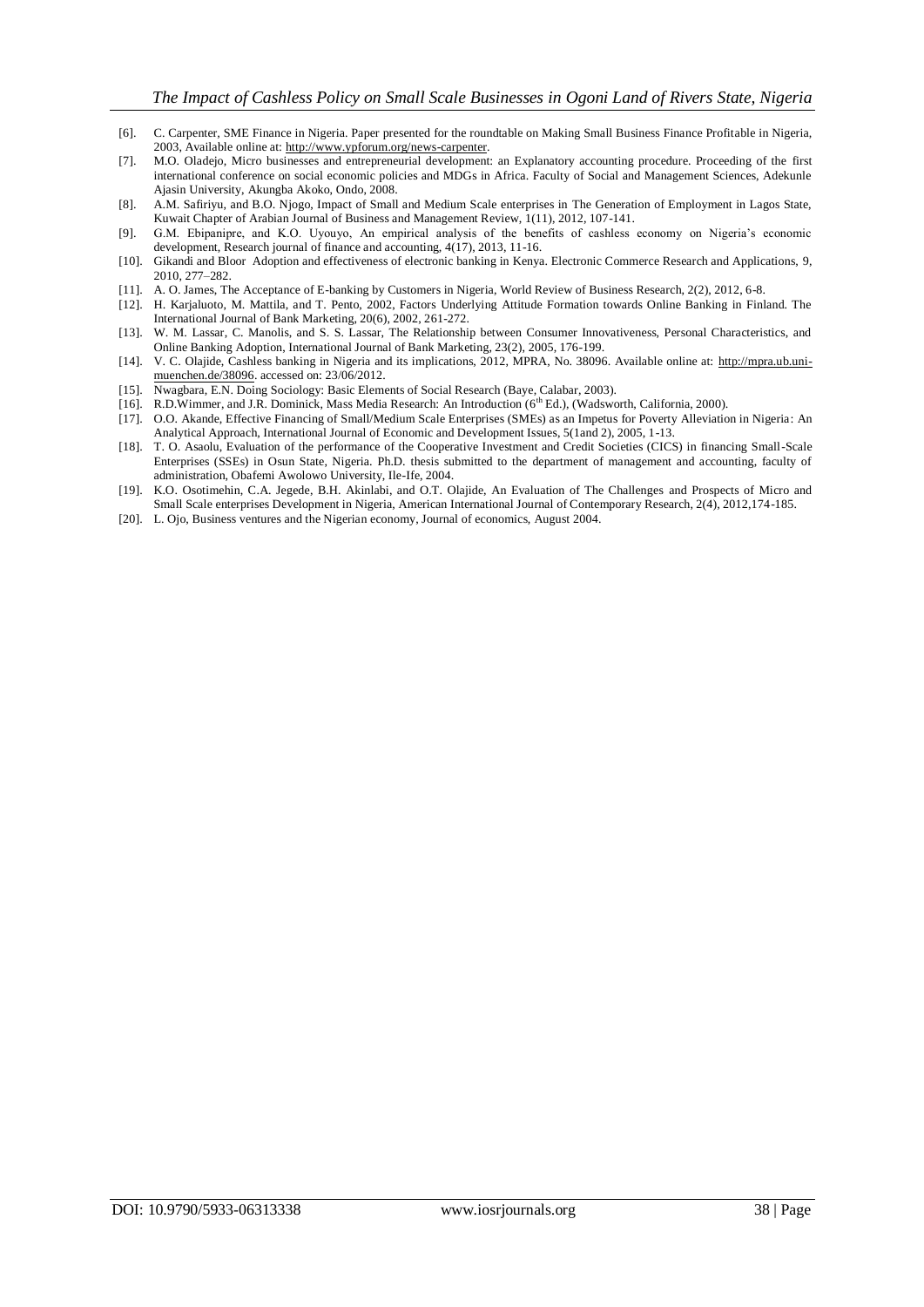[6]. C. Carpenter, SME Finance in Nigeria. Paper presented for the roundtable on Making Small Business Finance Profitable in Nigeria, 2003, Available online at: http://www.ypforum.org/news-carpenter.

[7]. M.O. Oladejo, Micro businesses and entrepreneurial development: an Explanatory accounting procedure. Proceeding of the first international conference on social economic policies and MDGs in Africa. Faculty of Social and Management Sciences, Adekunle Ajasin University, Akungba Akoko, Ondo, 2008.

[8]. A.M. Safiriyu, and B.O. Njogo, Impact of Small and Medium Scale enterprises in The Generation of Employment in Lagos State, Kuwait Chapter of Arabian Journal of Business and Management Review, 1(11), 2012, 107-141.

[9]. G.M. Ebipanipre, and K.O. Uyouyo, An empirical analysis of the benefits of cashless economy on Nigeria's economic development, Research journal of finance and accounting, 4(17), 2013, 11-16.

[10]. Gikandi and Bloor Adoption and effectiveness of electronic banking in Kenya. Electronic Commerce Research and Applications, 9, 2010, 277–282.

[11]. A. O. James, The Acceptance of E-banking by Customers in Nigeria, World Review of Business Research, 2(2), 2012, 6-8.

[12]. H. Karjaluoto, M. Mattila, and T. Pento, 2002, Factors Underlying Attitude Formation towards Online Banking in Finland. The International Journal of Bank Marketing, 20(6), 2002, 261-272.

[13]. W. M. Lassar, C. Manolis, and S. S. Lassar, The Relationship between Consumer Innovativeness, Personal Characteristics, and Online Banking Adoption, International Journal of Bank Marketing, 23(2), 2005, 176-199.

[14]. V. C. Olajide, Cashless banking in Nigeria and its implications, 2012, MPRA, No. 38096. Available online at: http://mpra.ub.uni-muenchen.de/38096. accessed on: 23/06/2012.

[15]. Nwagbara, E.N. Doing Sociology: Basic Elements of Social Research (Baye, Calabar, 2003).

[16]. R.D.Wimmer, and J.R. Dominick, Mass Media Research: An Introduction (6th Ed.), (Wadsworth, California, 2000).

[17]. O.O. Akande, Effective Financing of Small/Medium Scale Enterprises (SMEs) as an Impetus for Poverty Alleviation in Nigeria: An Analytical Approach, International Journal of Economic and Development Issues, 5(1and 2), 2005, 1-13.

[18]. T. O. Asaolu, Evaluation of the performance of the Cooperative Investment and Credit Societies (CICS) in financing Small-Scale Enterprises (SSEs) in Osun State, Nigeria. Ph.D. thesis submitted to the department of management and accounting, faculty of administration, Obafemi Awolowo University, Ile-Ife, 2004.

[19]. K.O. Osotimehin, C.A. Jegede, B.H. Akinlabi, and O.T. Olajide, An Evaluation of The Challenges and Prospects of Micro and Small Scale enterprises Development in Nigeria, American International Journal of Contemporary Research, 2(4), 2012,174-185.

[20]. L. Ojo, Business ventures and the Nigerian economy, Journal of economics, August 2004.